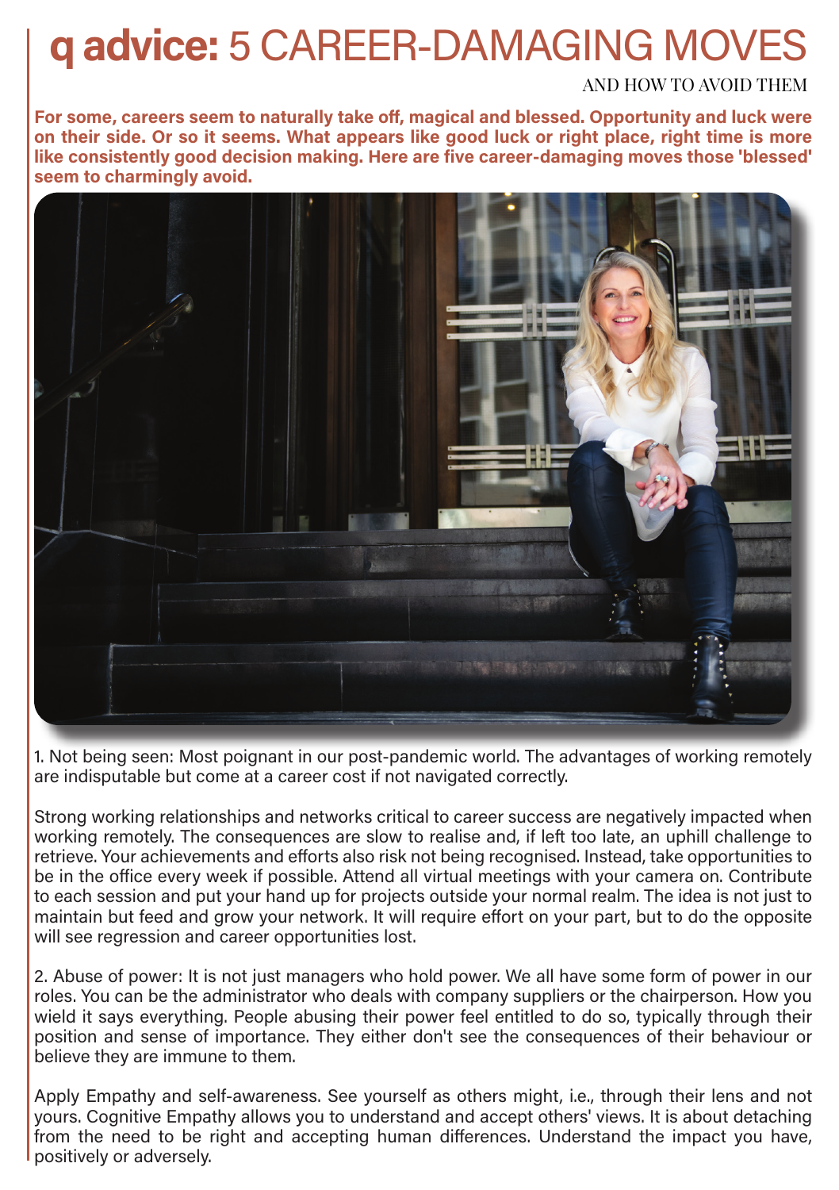# **q advice:** 5 CAREER-DAMAGING MOVES

AND HOW TO AVOID THEM

**For some, careers seem to naturally take off, magical and blessed. Opportunity and luck were on their side. Or so it seems. What appears like good luck or right place, right time is more like consistently good decision making. Here are five career-damaging moves those 'blessed' seem to charmingly avoid.**

1. Not being seen: Most poignant in our post-pandemic world. The advantages of working remotely are indisputable but come at a career cost if not navigated correctly.

Strong working relationships and networks critical to career success are negatively impacted when working remotely. The consequences are slow to realise and, if left too late, an uphill challenge to retrieve. Your achievements and efforts also risk not being recognised. Instead, take opportunities to be in the office every week if possible. Attend all virtual meetings with your camera on. Contribute to each session and put your hand up for projects outside your normal realm. The idea is not just to maintain but feed and grow your network. It will require effort on your part, but to do the opposite will see regression and career opportunities lost.

2. Abuse of power: It is not just managers who hold power. We all have some form of power in our roles. You can be the administrator who deals with company suppliers or the chairperson. How you wield it says everything. People abusing their power feel entitled to do so, typically through their position and sense of importance. They either don't see the consequences of their behaviour or believe they are immune to them.

Apply Empathy and self-awareness. See yourself as others might, i.e., through their lens and not yours. Cognitive Empathy allows you to understand and accept others' views. It is about detaching from the need to be right and accepting human differences. Understand the impact you have, positively or adversely.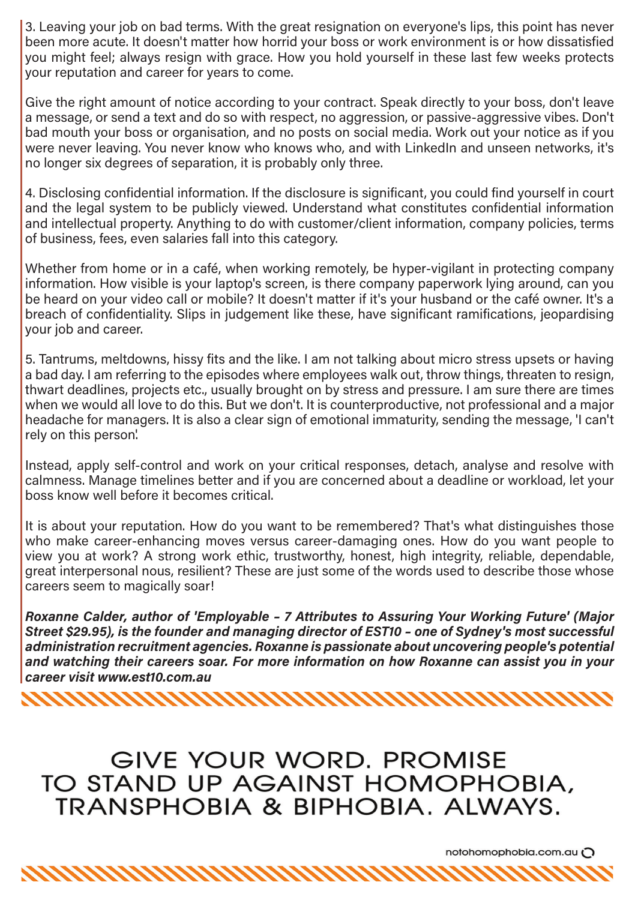3. Leaving your job on bad terms. With the great resignation on everyone's lips, this point has never been more acute. It doesn't matter how horrid your boss or work environment is or how dissatisfied you might feel; always resign with grace. How you hold yourself in these last few weeks protects your reputation and career for years to come.

Give the right amount of notice according to your contract. Speak directly to your boss, don't leave a message, or send a text and do so with respect, no aggression, or passive-aggressive vibes. Don't bad mouth your boss or organisation, and no posts on social media. Work out your notice as if you were never leaving. You never know who knows who, and with LinkedIn and unseen networks, it's no longer six degrees of separation, it is probably only three.

4. Disclosing confidential information. If the disclosure is significant, you could find yourself in court and the legal system to be publicly viewed. Understand what constitutes confidential information and intellectual property. Anything to do with customer/client information, company policies, terms of business, fees, even salaries fall into this category.

Whether from home or in a café, when working remotely, be hyper-vigilant in protecting company information. How visible is your laptop's screen, is there company paperwork lying around, can you be heard on your video call or mobile? It doesn't matter if it's your husband or the café owner. It's a breach of confidentiality. Slips in judgement like these, have significant ramifications, jeopardising your job and career.

5. Tantrums, meltdowns, hissy fits and the like. I am not talking about micro stress upsets or having a bad day. I am referring to the episodes where employees walk out, throw things, threaten to resign, thwart deadlines, projects etc., usually brought on by stress and pressure. I am sure there are times when we would all love to do this. But we don't. It is counterproductive, not professional and a major headache for managers. It is also a clear sign of emotional immaturity, sending the message, 'I can't rely on this person'.

Instead, apply self-control and work on your critical responses, detach, analyse and resolve with calmness. Manage timelines better and if you are concerned about a deadline or workload, let your boss know well before it becomes critical.

It is about your reputation. How do you want to be remembered? That's what distinguishes those who make career-enhancing moves versus career-damaging ones. How do you want people to view you at work? A strong work ethic, trustworthy, honest, high integrity, reliable, dependable, great interpersonal nous, resilient? These are just some of the words used to describe those whose careers seem to magically soar!

***Roxanne Calder, author of 'Employable – 7 Attributes to Assuring Your Working Future' (Major Street $29.95), is the founder and managing director of EST10 – one of Sydney's most successful administration recruitment agencies. Roxanne is passionate about uncovering people's potential and watching their careers soar. For more information on how Roxanne can assist you in your career visit www.est10.com.au***

GIVE YOUR WORD. PROMISE TO STAND UP AGAINST HOMOPHOBIA, TRANSPHOBIA & BIPHOBIA. ALWAYS.

notohomophobia.com.au